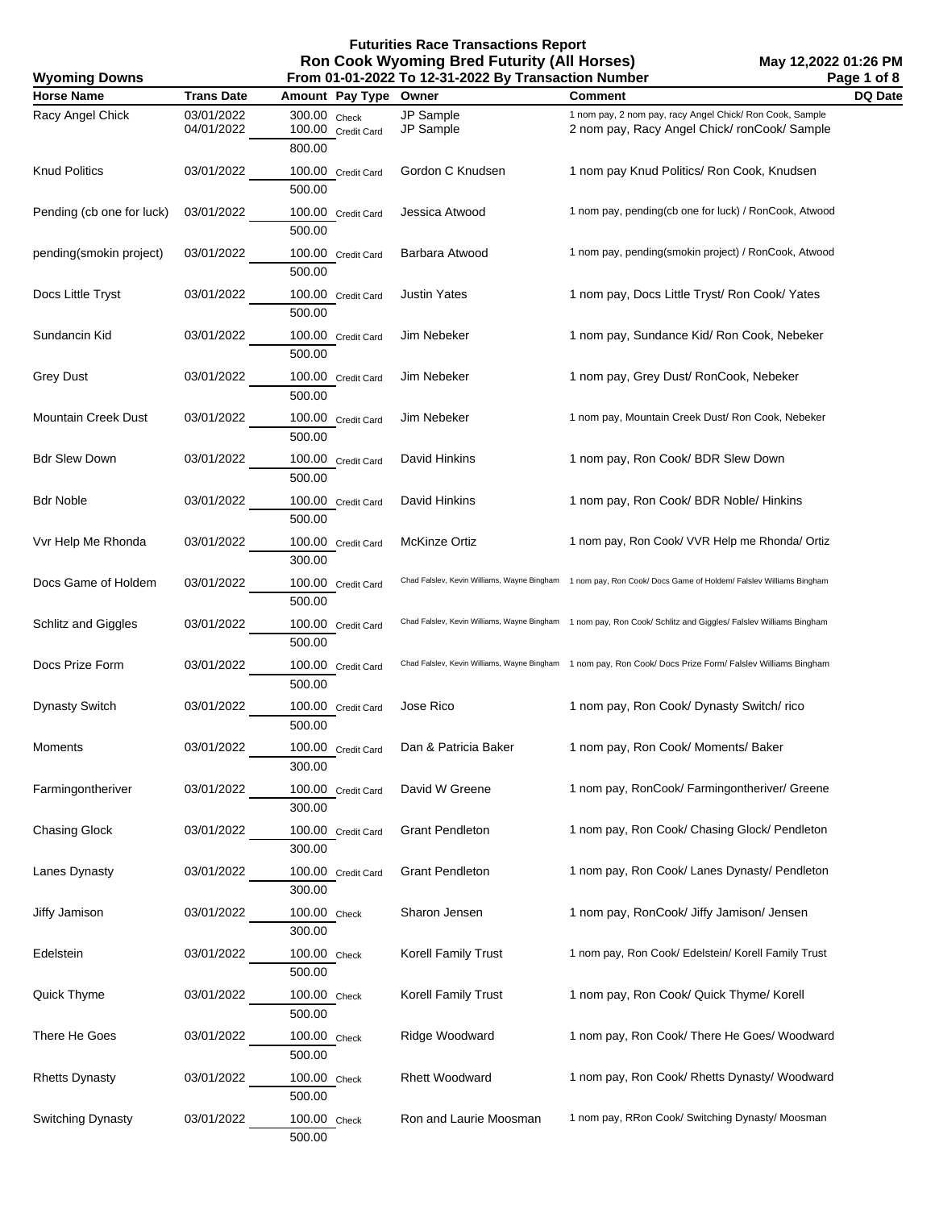# Futurities Race Transactions Report
## Ron Cook Wyoming Bred Futurity (All Horses)
### From 01-01-2022 To 12-31-2022 By Transaction Number

**Wyoming Downs** — May 12,2022 01:26 PM

| Horse Name | Trans Date | Amount | Pay Type | Owner | Comment | DQ Date |
|---|---|---|---|---|---|---|
| Racy Angel Chick | 03/01/2022 | 300.00 | Check | JP Sample | 1 nom pay, 2 nom pay, racy Angel Chick/ Ron Cook, Sample | |
| | 04/01/2022 | 100.00 | Credit Card | JP Sample | 2 nom pay, Racy Angel Chick/ ronCook/ Sample | |
| | | 800.00 | | | | |
| Knud Politics | 03/01/2022 | 100.00 | Credit Card | Gordon C Knudsen | 1 nom pay Knud Politics/ Ron Cook, Knudsen | |
| | | 500.00 | | | | |
| Pending (cb one for luck) | 03/01/2022 | 100.00 | Credit Card | Jessica Atwood | 1 nom pay, pending(cb one for luck) / RonCook, Atwood | |
| | | 500.00 | | | | |
| pending(smokin project) | 03/01/2022 | 100.00 | Credit Card | Barbara Atwood | 1 nom pay, pending(smokin project) / RonCook, Atwood | |
| | | 500.00 | | | | |
| Docs Little Tryst | 03/01/2022 | 100.00 | Credit Card | Justin Yates | 1 nom pay, Docs Little Tryst/ Ron Cook/ Yates | |
| | | 500.00 | | | | |
| Sundancin Kid | 03/01/2022 | 100.00 | Credit Card | Jim Nebeker | 1 nom pay, Sundance Kid/ Ron Cook, Nebeker | |
| | | 500.00 | | | | |
| Grey Dust | 03/01/2022 | 100.00 | Credit Card | Jim Nebeker | 1 nom pay, Grey Dust/ RonCook, Nebeker | |
| | | 500.00 | | | | |
| Mountain Creek Dust | 03/01/2022 | 100.00 | Credit Card | Jim Nebeker | 1 nom pay, Mountain Creek Dust/ Ron Cook, Nebeker | |
| | | 500.00 | | | | |
| Bdr Slew Down | 03/01/2022 | 100.00 | Credit Card | David Hinkins | 1 nom pay, Ron Cook/ BDR Slew Down | |
| | | 500.00 | | | | |
| Bdr Noble | 03/01/2022 | 100.00 | Credit Card | David Hinkins | 1 nom pay, Ron Cook/ BDR Noble/ Hinkins | |
| | | 500.00 | | | | |
| Vvr Help Me Rhonda | 03/01/2022 | 100.00 | Credit Card | McKinze Ortiz | 1 nom pay, Ron Cook/ VVR Help me Rhonda/ Ortiz | |
| | | 300.00 | | | | |
| Docs Game of Holdem | 03/01/2022 | 100.00 | Credit Card | Chad Falslev, Kevin Williams, Wayne Bingham | 1 nom pay, Ron Cook/ Docs Game of Holdem/ Falslev Williams Bingham | |
| | | 500.00 | | | | |
| Schlitz and Giggles | 03/01/2022 | 100.00 | Credit Card | Chad Falslev, Kevin Williams, Wayne Bingham | 1 nom pay, Ron Cook/ Schlitz and Giggles/ Falslev Williams Bingham | |
| | | 500.00 | | | | |
| Docs Prize Form | 03/01/2022 | 100.00 | Credit Card | Chad Falslev, Kevin Williams, Wayne Bingham | 1 nom pay, Ron Cook/ Docs Prize Form/ Falslev Williams Bingham | |
| | | 500.00 | | | | |
| Dynasty Switch | 03/01/2022 | 100.00 | Credit Card | Jose Rico | 1 nom pay, Ron Cook/ Dynasty Switch/ rico | |
| | | 500.00 | | | | |
| Moments | 03/01/2022 | 100.00 | Credit Card | Dan & Patricia Baker | 1 nom pay, Ron Cook/ Moments/ Baker | |
| | | 300.00 | | | | |
| Farmingontheriver | 03/01/2022 | 100.00 | Credit Card | David W Greene | 1 nom pay, RonCook/ Farmingontheriver/ Greene | |
| | | 300.00 | | | | |
| Chasing Glock | 03/01/2022 | 100.00 | Credit Card | Grant Pendleton | 1 nom pay, Ron Cook/ Chasing Glock/ Pendleton | |
| | | 300.00 | | | | |
| Lanes Dynasty | 03/01/2022 | 100.00 | Credit Card | Grant Pendleton | 1 nom pay, Ron Cook/ Lanes Dynasty/ Pendleton | |
| | | 300.00 | | | | |
| Jiffy Jamison | 03/01/2022 | 100.00 | Check | Sharon Jensen | 1 nom pay, RonCook/ Jiffy Jamison/ Jensen | |
| | | 300.00 | | | | |
| Edelstein | 03/01/2022 | 100.00 | Check | Korell Family Trust | 1 nom pay, Ron Cook/ Edelstein/ Korell Family Trust | |
| | | 500.00 | | | | |
| Quick Thyme | 03/01/2022 | 100.00 | Check | Korell Family Trust | 1 nom pay, Ron Cook/ Quick Thyme/ Korell | |
| | | 500.00 | | | | |
| There He Goes | 03/01/2022 | 100.00 | Check | Ridge Woodward | 1 nom pay, Ron Cook/ There He Goes/ Woodward | |
| | | 500.00 | | | | |
| Rhetts Dynasty | 03/01/2022 | 100.00 | Check | Rhett Woodward | 1 nom pay, Ron Cook/ Rhetts Dynasty/ Woodward | |
| | | 500.00 | | | | |
| Switching Dynasty | 03/01/2022 | 100.00 | Check | Ron and Laurie Moosman | 1 nom pay, RRon Cook/ Switching Dynasty/ Moosman | |
| | | 500.00 | | | | |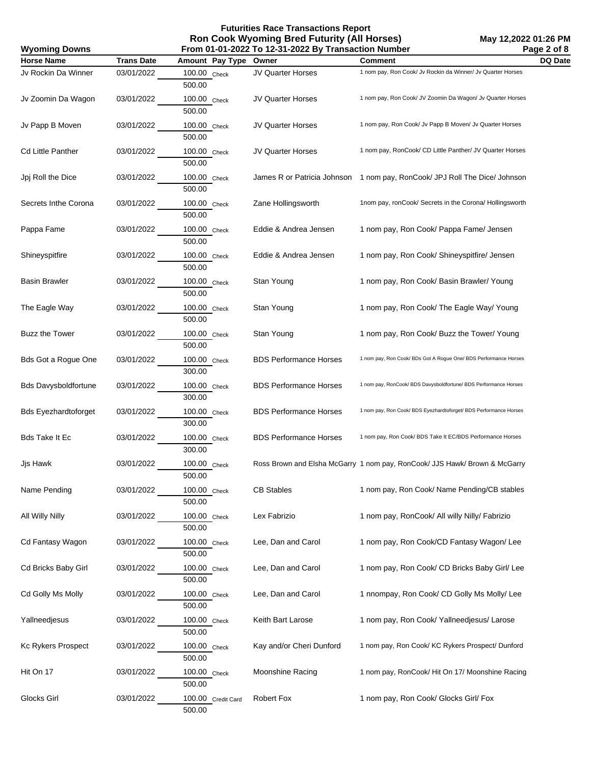# Futurities Race Transactions Report

## Ron Cook Wyoming Bred Futurity (All Horses)

**Wyoming Downs** — From 01-01-2022 To 12-31-2022 By Transaction Number — May 12,2022 01:26 PM

| Horse Name | Trans Date | Amount | Pay Type | Owner | Comment | DQ Date |
|---|---|---|---|---|---|---|
| Jv Rockin Da Winner | 03/01/2022 | 100.00 | Check | JV Quarter Horses | 1 nom pay, Ron Cook/ Jv Rockin da Winner/ Jv Quarter Horses | |
| | | 500.00 | | | | |
| Jv Zoomin Da Wagon | 03/01/2022 | 100.00 | Check | JV Quarter Horses | 1 nom pay, Ron Cook/ JV Zoomin Da Wagon/ Jv Quarter Horses | |
| | | 500.00 | | | | |
| Jv Papp B Moven | 03/01/2022 | 100.00 | Check | JV Quarter Horses | 1 nom pay, Ron Cook/ Jv Papp B Moven/ Jv Quarter Horses | |
| | | 500.00 | | | | |
| Cd Little Panther | 03/01/2022 | 100.00 | Check | JV Quarter Horses | 1 nom pay, RonCook/ CD Little Panther/ JV Quarter Horses | |
| | | 500.00 | | | | |
| Jpj Roll the Dice | 03/01/2022 | 100.00 | Check | James R or Patricia Johnson | 1 nom pay, RonCook/ JPJ Roll The Dice/ Johnson | |
| | | 500.00 | | | | |
| Secrets Inthe Corona | 03/01/2022 | 100.00 | Check | Zane Hollingsworth | 1nom pay, ronCook/ Secrets in the Corona/ Hollingsworth | |
| | | 500.00 | | | | |
| Pappa Fame | 03/01/2022 | 100.00 | Check | Eddie & Andrea Jensen | 1 nom pay, Ron Cook/ Pappa Fame/ Jensen | |
| | | 500.00 | | | | |
| Shineyspitfire | 03/01/2022 | 100.00 | Check | Eddie & Andrea Jensen | 1 nom pay, Ron Cook/ Shineyspitfire/ Jensen | |
| | | 500.00 | | | | |
| Basin Brawler | 03/01/2022 | 100.00 | Check | Stan Young | 1 nom pay, Ron Cook/ Basin Brawler/ Young | |
| | | 500.00 | | | | |
| The Eagle Way | 03/01/2022 | 100.00 | Check | Stan Young | 1 nom pay, Ron Cook/ The Eagle Way/ Young | |
| | | 500.00 | | | | |
| Buzz the Tower | 03/01/2022 | 100.00 | Check | Stan Young | 1 nom pay, Ron Cook/ Buzz the Tower/ Young | |
| | | 500.00 | | | | |
| Bds Got a Rogue One | 03/01/2022 | 100.00 | Check | BDS Performance Horses | 1 nom pay, Ron Cook/ BDs Got A Rogue One/ BDS Performance Horses | |
| | | 300.00 | | | | |
| Bds Davysboldfortune | 03/01/2022 | 100.00 | Check | BDS Performance Horses | 1 nom pay, RonCook/ BDS Davysboldfortune/ BDS Performance Horses | |
| | | 300.00 | | | | |
| Bds Eyezhardtoforget | 03/01/2022 | 100.00 | Check | BDS Performance Horses | 1 nom pay, Ron Cook/ BDS Eyezhardtoforget/ BDS Performance Horses | |
| | | 300.00 | | | | |
| Bds Take It Ec | 03/01/2022 | 100.00 | Check | BDS Performance Horses | 1 nom pay, Ron Cook/ BDS Take It EC/BDS Performance Horses | |
| | | 300.00 | | | | |
| Jjs Hawk | 03/01/2022 | 100.00 | Check | Ross Brown and Elsha McGarry | 1 nom pay, RonCook/ JJS Hawk/ Brown & McGarry | |
| | | 500.00 | | | | |
| Name Pending | 03/01/2022 | 100.00 | Check | CB Stables | 1 nom pay, Ron Cook/ Name Pending/CB stables | |
| | | 500.00 | | | | |
| All Willy Nilly | 03/01/2022 | 100.00 | Check | Lex Fabrizio | 1 nom pay, RonCook/ All willy Nilly/ Fabrizio | |
| | | 500.00 | | | | |
| Cd Fantasy Wagon | 03/01/2022 | 100.00 | Check | Lee, Dan and Carol | 1 nom pay, Ron Cook/CD Fantasy Wagon/ Lee | |
| | | 500.00 | | | | |
| Cd Bricks Baby Girl | 03/01/2022 | 100.00 | Check | Lee, Dan and Carol | 1 nom pay, Ron Cook/ CD Bricks Baby Girl/ Lee | |
| | | 500.00 | | | | |
| Cd Golly Ms Molly | 03/01/2022 | 100.00 | Check | Lee, Dan and Carol | 1 nnompay, Ron Cook/ CD Golly Ms Molly/ Lee | |
| | | 500.00 | | | | |
| Yallneedjesus | 03/01/2022 | 100.00 | Check | Keith Bart Larose | 1 nom pay, Ron Cook/ Yallneedjesus/ Larose | |
| | | 500.00 | | | | |
| Kc Rykers Prospect | 03/01/2022 | 100.00 | Check | Kay and/or Cheri Dunford | 1 nom pay, Ron Cook/ KC Rykers Prospect/ Dunford | |
| | | 500.00 | | | | |
| Hit On 17 | 03/01/2022 | 100.00 | Check | Moonshine Racing | 1 nom pay, RonCook/ Hit On 17/ Moonshine Racing | |
| | | 500.00 | | | | |
| Glocks Girl | 03/01/2022 | 100.00 | Credit Card | Robert Fox | 1 nom pay, Ron Cook/ Glocks Girl/ Fox | |
| | | 500.00 | | | | |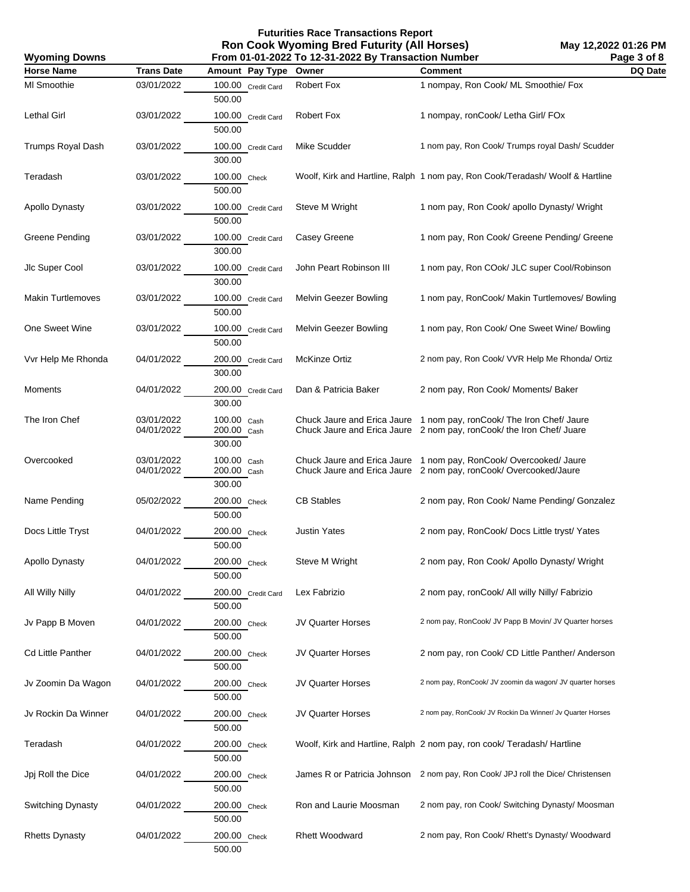# Futurities Race Transactions Report
## Ron Cook Wyoming Bred Futurity (All Horses)
### From 01-01-2022 To 12-31-2022 By Transaction Number

Wyoming Downs

May 12,2022 01:26 PM

| Horse Name | Trans Date | Amount | Pay Type | Owner | Comment | DQ Date |
|---|---|---|---|---|---|---|
| Ml Smoothie | 03/01/2022 | 100.00 | Credit Card | Robert Fox | 1 nompay, Ron Cook/ ML Smoothie/ Fox | |
| | | 500.00 | | | | |
| Lethal Girl | 03/01/2022 | 100.00 | Credit Card | Robert Fox | 1 nompay, ronCook/ Letha Girl/ FOx | |
| | | 500.00 | | | | |
| Trumps Royal Dash | 03/01/2022 | 100.00 | Credit Card | Mike Scudder | 1 nom pay, Ron Cook/ Trumps royal Dash/ Scudder | |
| | | 300.00 | | | | |
| Teradash | 03/01/2022 | 100.00 | Check | Woolf, Kirk and Hartline, Ralph | 1 nom pay, Ron Cook/Teradash/ Woolf & Hartline | |
| | | 500.00 | | | | |
| Apollo Dynasty | 03/01/2022 | 100.00 | Credit Card | Steve M Wright | 1 nom pay, Ron Cook/ apollo Dynasty/ Wright | |
| | | 500.00 | | | | |
| Greene Pending | 03/01/2022 | 100.00 | Credit Card | Casey Greene | 1 nom pay, Ron Cook/ Greene Pending/ Greene | |
| | | 300.00 | | | | |
| Jlc Super Cool | 03/01/2022 | 100.00 | Credit Card | John Peart Robinson III | 1 nom pay, Ron COok/ JLC super Cool/Robinson | |
| | | 300.00 | | | | |
| Makin Turtlemoves | 03/01/2022 | 100.00 | Credit Card | Melvin Geezer Bowling | 1 nom pay, RonCook/ Makin Turtlemoves/ Bowling | |
| | | 500.00 | | | | |
| One Sweet Wine | 03/01/2022 | 100.00 | Credit Card | Melvin Geezer Bowling | 1 nom pay, Ron Cook/ One Sweet Wine/ Bowling | |
| | | 500.00 | | | | |
| Vvr Help Me Rhonda | 04/01/2022 | 200.00 | Credit Card | McKinze Ortiz | 2 nom pay, Ron Cook/ VVR Help Me Rhonda/ Ortiz | |
| | | 300.00 | | | | |
| Moments | 04/01/2022 | 200.00 | Credit Card | Dan & Patricia Baker | 2 nom pay, Ron Cook/ Moments/ Baker | |
| | | 300.00 | | | | |
| The Iron Chef | 03/01/2022 | 100.00 | Cash | Chuck Jaure and Erica Jaure | 1 nom pay, ronCook/ The Iron Chef/ Jaure | |
| | 04/01/2022 | 200.00 | Cash | Chuck Jaure and Erica Jaure | 2 nom pay, ronCook/ the Iron Chef/ Juare | |
| | | 300.00 | | | | |
| Overcooked | 03/01/2022 | 100.00 | Cash | Chuck Jaure and Erica Jaure | 1 nom pay, RonCook/ Overcooked/ Jaure | |
| | 04/01/2022 | 200.00 | Cash | Chuck Jaure and Erica Jaure | 2 nom pay, ronCook/ Overcooked/Jaure | |
| | | 300.00 | | | | |
| Name Pending | 05/02/2022 | 200.00 | Check | CB Stables | 2 nom pay, Ron Cook/ Name Pending/ Gonzalez | |
| | | 500.00 | | | | |
| Docs Little Tryst | 04/01/2022 | 200.00 | Check | Justin Yates | 2 nom pay, RonCook/ Docs Little tryst/ Yates | |
| | | 500.00 | | | | |
| Apollo Dynasty | 04/01/2022 | 200.00 | Check | Steve M Wright | 2 nom pay, Ron Cook/ Apollo Dynasty/ Wright | |
| | | 500.00 | | | | |
| All Willy Nilly | 04/01/2022 | 200.00 | Credit Card | Lex Fabrizio | 2 nom pay, ronCook/ All willy Nilly/ Fabrizio | |
| | | 500.00 | | | | |
| Jv Papp B Moven | 04/01/2022 | 200.00 | Check | JV Quarter Horses | 2 nom pay, RonCook/ JV Papp B Movin/ JV Quarter horses | |
| | | 500.00 | | | | |
| Cd Little Panther | 04/01/2022 | 200.00 | Check | JV Quarter Horses | 2 nom pay, ron Cook/ CD Little Panther/ Anderson | |
| | | 500.00 | | | | |
| Jv Zoomin Da Wagon | 04/01/2022 | 200.00 | Check | JV Quarter Horses | 2 nom pay, RonCook/ JV zoomin da wagon/ JV quarter horses | |
| | | 500.00 | | | | |
| Jv Rockin Da Winner | 04/01/2022 | 200.00 | Check | JV Quarter Horses | 2 nom pay, RonCook/ JV Rockin Da Winner/ Jv Quarter Horses | |
| | | 500.00 | | | | |
| Teradash | 04/01/2022 | 200.00 | Check | Woolf, Kirk and Hartline, Ralph | 2 nom pay, ron cook/ Teradash/ Hartline | |
| | | 500.00 | | | | |
| Jpj Roll the Dice | 04/01/2022 | 200.00 | Check | James R or Patricia Johnson | 2 nom pay, Ron Cook/ JPJ roll the Dice/ Christensen | |
| | | 500.00 | | | | |
| Switching Dynasty | 04/01/2022 | 200.00 | Check | Ron and Laurie Moosman | 2 nom pay, ron Cook/ Switching Dynasty/ Moosman | |
| | | 500.00 | | | | |
| Rhetts Dynasty | 04/01/2022 | 200.00 | Check | Rhett Woodward | 2 nom pay, Ron Cook/ Rhett's Dynasty/ Woodward | |
| | | 500.00 | | | | |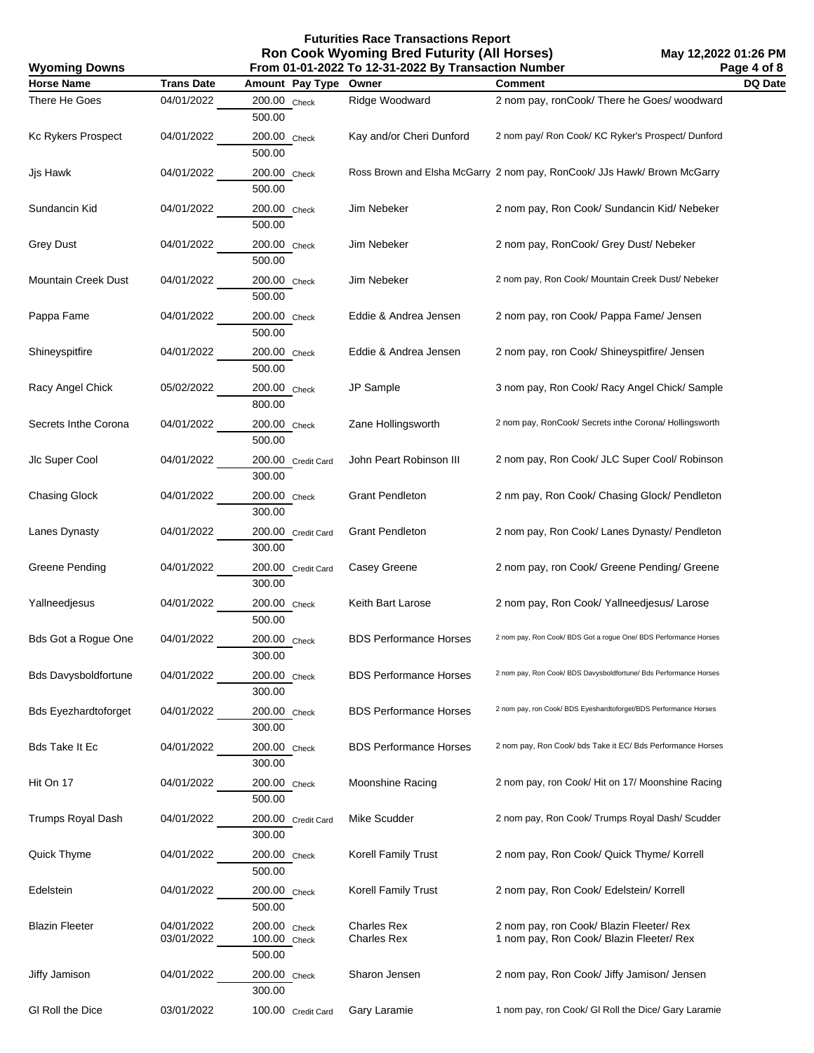# Futurities Race Transactions Report

## Ron Cook Wyoming Bred Futurity (All Horses)

**Wyoming Downs** — From 01-01-2022 To 12-31-2022 By Transaction Number — May 12,2022 01:26 PM

| Horse Name | Trans Date | Amount | Pay Type | Owner | Comment | DQ Date |
|---|---|---|---|---|---|---|
| There He Goes | 04/01/2022 | 200.00 | Check | Ridge Woodward | 2 nom pay, ronCook/ There he Goes/ woodward | |
| | | 500.00 | | | | |
| Kc Rykers Prospect | 04/01/2022 | 200.00 | Check | Kay and/or Cheri Dunford | 2 nom pay/ Ron Cook/ KC Ryker's Prospect/ Dunford | |
| | | 500.00 | | | | |
| Jjs Hawk | 04/01/2022 | 200.00 | Check | Ross Brown and Elsha McGarry | 2 nom pay, RonCook/ JJs Hawk/ Brown McGarry | |
| | | 500.00 | | | | |
| Sundancin Kid | 04/01/2022 | 200.00 | Check | Jim Nebeker | 2 nom pay, Ron Cook/ Sundancin Kid/ Nebeker | |
| | | 500.00 | | | | |
| Grey Dust | 04/01/2022 | 200.00 | Check | Jim Nebeker | 2 nom pay, RonCook/ Grey Dust/ Nebeker | |
| | | 500.00 | | | | |
| Mountain Creek Dust | 04/01/2022 | 200.00 | Check | Jim Nebeker | 2 nom pay, Ron Cook/ Mountain Creek Dust/ Nebeker | |
| | | 500.00 | | | | |
| Pappa Fame | 04/01/2022 | 200.00 | Check | Eddie & Andrea Jensen | 2 nom pay, ron Cook/ Pappa Fame/ Jensen | |
| | | 500.00 | | | | |
| Shineyspitfire | 04/01/2022 | 200.00 | Check | Eddie & Andrea Jensen | 2 nom pay, ron Cook/ Shineyspitfire/ Jensen | |
| | | 500.00 | | | | |
| Racy Angel Chick | 05/02/2022 | 200.00 | Check | JP Sample | 3 nom pay, Ron Cook/ Racy Angel Chick/ Sample | |
| | | 800.00 | | | | |
| Secrets Inthe Corona | 04/01/2022 | 200.00 | Check | Zane Hollingsworth | 2 nom pay, RonCook/ Secrets inthe Corona/ Hollingsworth | |
| | | 500.00 | | | | |
| Jlc Super Cool | 04/01/2022 | 200.00 | Credit Card | John Peart Robinson III | 2 nom pay, Ron Cook/ JLC Super Cool/ Robinson | |
| | | 300.00 | | | | |
| Chasing Glock | 04/01/2022 | 200.00 | Check | Grant Pendleton | 2 nm pay, Ron Cook/ Chasing Glock/ Pendleton | |
| | | 300.00 | | | | |
| Lanes Dynasty | 04/01/2022 | 200.00 | Credit Card | Grant Pendleton | 2 nom pay, Ron Cook/ Lanes Dynasty/ Pendleton | |
| | | 300.00 | | | | |
| Greene Pending | 04/01/2022 | 200.00 | Credit Card | Casey Greene | 2 nom pay, ron Cook/ Greene Pending/ Greene | |
| | | 300.00 | | | | |
| Yallneedjesus | 04/01/2022 | 200.00 | Check | Keith Bart Larose | 2 nom pay, Ron Cook/ Yallneedjesus/ Larose | |
| | | 500.00 | | | | |
| Bds Got a Rogue One | 04/01/2022 | 200.00 | Check | BDS Performance Horses | 2 nom pay, Ron Cook/ BDS Got a rogue One/ BDS Performance Horses | |
| | | 300.00 | | | | |
| Bds Davysboldfortune | 04/01/2022 | 200.00 | Check | BDS Performance Horses | 2 nom pay, Ron Cook/ BDS Davysboldfortune/ Bds Performance Horses | |
| | | 300.00 | | | | |
| Bds Eyezhardtoforget | 04/01/2022 | 200.00 | Check | BDS Performance Horses | 2 nom pay, ron Cook/ BDS Eyeshardtoforget/BDS Performance Horses | |
| | | 300.00 | | | | |
| Bds Take It Ec | 04/01/2022 | 200.00 | Check | BDS Performance Horses | 2 nom pay, Ron Cook/ bds Take it EC/ Bds Performance Horses | |
| | | 300.00 | | | | |
| Hit On 17 | 04/01/2022 | 200.00 | Check | Moonshine Racing | 2 nom pay, ron Cook/ Hit on 17/ Moonshine Racing | |
| | | 500.00 | | | | |
| Trumps Royal Dash | 04/01/2022 | 200.00 | Credit Card | Mike Scudder | 2 nom pay, Ron Cook/ Trumps Royal Dash/ Scudder | |
| | | 300.00 | | | | |
| Quick Thyme | 04/01/2022 | 200.00 | Check | Korell Family Trust | 2 nom pay, Ron Cook/ Quick Thyme/ Korrell | |
| | | 500.00 | | | | |
| Edelstein | 04/01/2022 | 200.00 | Check | Korell Family Trust | 2 nom pay, Ron Cook/ Edelstein/ Korrell | |
| | | 500.00 | | | | |
| Blazin Fleeter | 04/01/2022 | 200.00 | Check | Charles Rex | 2 nom pay, ron Cook/ Blazin Fleeter/ Rex | |
| | 03/01/2022 | 100.00 | Check | Charles Rex | 1 nom pay, Ron Cook/ Blazin Fleeter/ Rex | |
| | | 500.00 | | | | |
| Jiffy Jamison | 04/01/2022 | 200.00 | Check | Sharon Jensen | 2 nom pay, Ron Cook/ Jiffy Jamison/ Jensen | |
| | | 300.00 | | | | |
| Gl Roll the Dice | 03/01/2022 | 100.00 | Credit Card | Gary Laramie | 1 nom pay, ron Cook/ Gl Roll the Dice/ Gary Laramie | |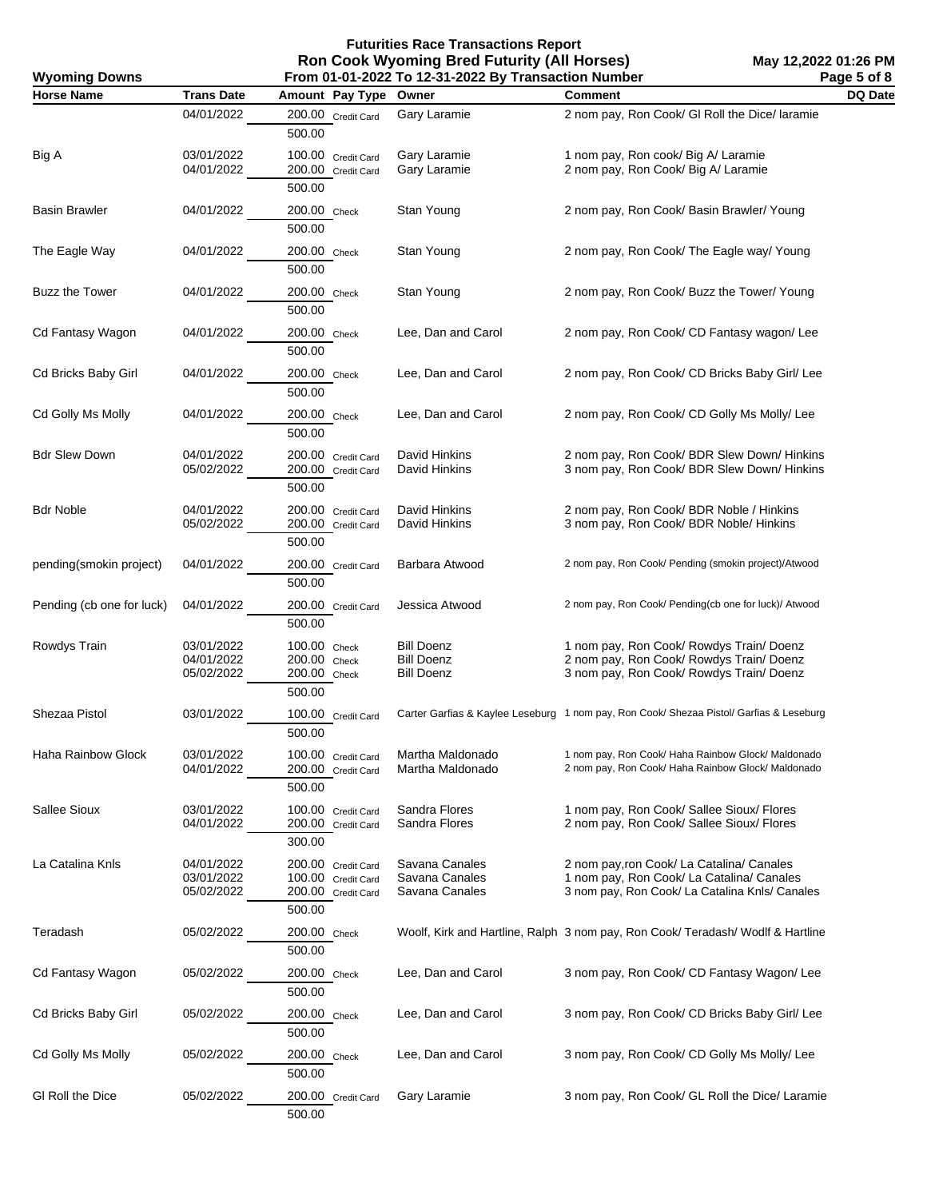# Futurities Race Transactions Report

## Ron Cook Wyoming Bred Futurity (All Horses)

**Wyoming Downs** — From 01-01-2022 To 12-31-2022 By Transaction Number — May 12,2022 01:26 PM

| Horse Name | Trans Date | Amount | Pay Type | Owner | Comment | DQ Date |
|---|---|---|---|---|---|---|
| | 04/01/2022 | 200.00 | Credit Card | Gary Laramie | 2 nom pay, Ron Cook/ Gl Roll the Dice/ laramie | |
| | | 500.00 | | | | |
| Big A | 03/01/2022 | 100.00 | Credit Card | Gary Laramie | 1 nom pay, Ron cook/ Big A/ Laramie | |
| | 04/01/2022 | 200.00 | Credit Card | Gary Laramie | 2 nom pay, Ron Cook/ Big A/ Laramie | |
| | | 500.00 | | | | |
| Basin Brawler | 04/01/2022 | 200.00 | Check | Stan Young | 2 nom pay, Ron Cook/ Basin Brawler/ Young | |
| | | 500.00 | | | | |
| The Eagle Way | 04/01/2022 | 200.00 | Check | Stan Young | 2 nom pay, Ron Cook/ The Eagle way/ Young | |
| | | 500.00 | | | | |
| Buzz the Tower | 04/01/2022 | 200.00 | Check | Stan Young | 2 nom pay, Ron Cook/ Buzz the Tower/ Young | |
| | | 500.00 | | | | |
| Cd Fantasy Wagon | 04/01/2022 | 200.00 | Check | Lee, Dan and Carol | 2 nom pay, Ron Cook/ CD Fantasy wagon/ Lee | |
| | | 500.00 | | | | |
| Cd Bricks Baby Girl | 04/01/2022 | 200.00 | Check | Lee, Dan and Carol | 2 nom pay, Ron Cook/ CD Bricks Baby Girl/ Lee | |
| | | 500.00 | | | | |
| Cd Golly Ms Molly | 04/01/2022 | 200.00 | Check | Lee, Dan and Carol | 2 nom pay, Ron Cook/ CD Golly Ms Molly/ Lee | |
| | | 500.00 | | | | |
| Bdr Slew Down | 04/01/2022 | 200.00 | Credit Card | David Hinkins | 2 nom pay, Ron Cook/ BDR Slew Down/ Hinkins | |
| | 05/02/2022 | 200.00 | Credit Card | David Hinkins | 3 nom pay, Ron Cook/ BDR Slew Down/ Hinkins | |
| | | 500.00 | | | | |
| Bdr Noble | 04/01/2022 | 200.00 | Credit Card | David Hinkins | 2 nom pay, Ron Cook/ BDR Noble / Hinkins | |
| | 05/02/2022 | 200.00 | Credit Card | David Hinkins | 3 nom pay, Ron Cook/ BDR Noble/ Hinkins | |
| | | 500.00 | | | | |
| pending(smokin project) | 04/01/2022 | 200.00 | Credit Card | Barbara Atwood | 2 nom pay, Ron Cook/ Pending (smokin project)/Atwood | |
| | | 500.00 | | | | |
| Pending (cb one for luck) | 04/01/2022 | 200.00 | Credit Card | Jessica Atwood | 2 nom pay, Ron Cook/ Pending(cb one for luck)/ Atwood | |
| | | 500.00 | | | | |
| Rowdys Train | 03/01/2022 | 100.00 | Check | Bill Doenz | 1 nom pay, Ron Cook/ Rowdys Train/ Doenz | |
| | 04/01/2022 | 200.00 | Check | Bill Doenz | 2 nom pay, Ron Cook/ Rowdys Train/ Doenz | |
| | 05/02/2022 | 200.00 | Check | Bill Doenz | 3 nom pay, Ron Cook/ Rowdys Train/ Doenz | |
| | | 500.00 | | | | |
| Shezaa Pistol | 03/01/2022 | 100.00 | Credit Card | Carter Garfias & Kaylee Leseburg | 1 nom pay, Ron Cook/ Shezaa Pistol/ Garfias & Leseburg | |
| | | 500.00 | | | | |
| Haha Rainbow Glock | 03/01/2022 | 100.00 | Credit Card | Martha Maldonado | 1 nom pay, Ron Cook/ Haha Rainbow Glock/ Maldonado | |
| | 04/01/2022 | 200.00 | Credit Card | Martha Maldonado | 2 nom pay, Ron Cook/ Haha Rainbow Glock/ Maldonado | |
| | | 500.00 | | | | |
| Sallee Sioux | 03/01/2022 | 100.00 | Credit Card | Sandra Flores | 1 nom pay, Ron Cook/ Sallee Sioux/ Flores | |
| | 04/01/2022 | 200.00 | Credit Card | Sandra Flores | 2 nom pay, Ron Cook/ Sallee Sioux/ Flores | |
| | | 300.00 | | | | |
| La Catalina Knls | 04/01/2022 | 200.00 | Credit Card | Savana Canales | 2 nom pay,ron Cook/ La Catalina/ Canales | |
| | 03/01/2022 | 100.00 | Credit Card | Savana Canales | 1 nom pay, Ron Cook/ La Catalina/ Canales | |
| | 05/02/2022 | 200.00 | Credit Card | Savana Canales | 3 nom pay, Ron Cook/ La Catalina Knls/ Canales | |
| | | 500.00 | | | | |
| Teradash | 05/02/2022 | 200.00 | Check | Woolf, Kirk and Hartline, Ralph | 3 nom pay, Ron Cook/ Teradash/ Wodlf & Hartline | |
| | | 500.00 | | | | |
| Cd Fantasy Wagon | 05/02/2022 | 200.00 | Check | Lee, Dan and Carol | 3 nom pay, Ron Cook/ CD Fantasy Wagon/ Lee | |
| | | 500.00 | | | | |
| Cd Bricks Baby Girl | 05/02/2022 | 200.00 | Check | Lee, Dan and Carol | 3 nom pay, Ron Cook/ CD Bricks Baby Girl/ Lee | |
| | | 500.00 | | | | |
| Cd Golly Ms Molly | 05/02/2022 | 200.00 | Check | Lee, Dan and Carol | 3 nom pay, Ron Cook/ CD Golly Ms Molly/ Lee | |
| | | 500.00 | | | | |
| Gl Roll the Dice | 05/02/2022 | 200.00 | Credit Card | Gary Laramie | 3 nom pay, Ron Cook/ GL Roll the Dice/ Laramie | |
| | | 500.00 | | | | |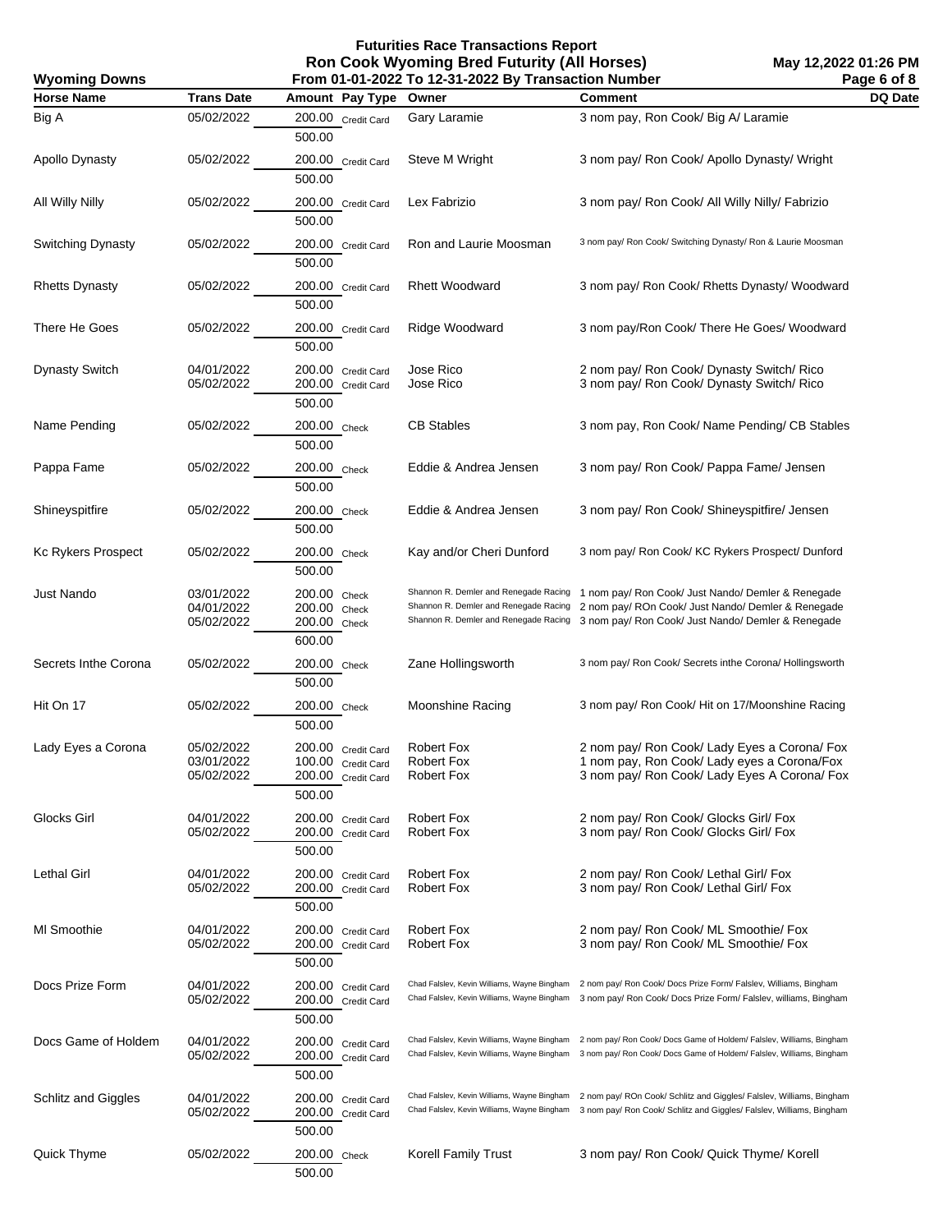# Futurities Race Transactions Report

## Ron Cook Wyoming Bred Futurity (All Horses)

**Wyoming Downs** — From 01-01-2022 To 12-31-2022 By Transaction Number — May 12,2022 01:26 PM

| Horse Name | Trans Date | Amount | Pay Type | Owner | Comment | DQ Date |
|---|---|---|---|---|---|---|
| Big A | 05/02/2022 | 200.00 | Credit Card | Gary Laramie | 3 nom pay, Ron Cook/ Big A/ Laramie | |
| | | 500.00 | | | | |
| Apollo Dynasty | 05/02/2022 | 200.00 | Credit Card | Steve M Wright | 3 nom pay/ Ron Cook/ Apollo Dynasty/ Wright | |
| | | 500.00 | | | | |
| All Willy Nilly | 05/02/2022 | 200.00 | Credit Card | Lex Fabrizio | 3 nom pay/ Ron Cook/ All Willy Nilly/ Fabrizio | |
| | | 500.00 | | | | |
| Switching Dynasty | 05/02/2022 | 200.00 | Credit Card | Ron and Laurie Moosman | 3 nom pay/ Ron Cook/ Switching Dynasty/ Ron & Laurie Moosman | |
| | | 500.00 | | | | |
| Rhetts Dynasty | 05/02/2022 | 200.00 | Credit Card | Rhett Woodward | 3 nom pay/ Ron Cook/ Rhetts Dynasty/ Woodward | |
| | | 500.00 | | | | |
| There He Goes | 05/02/2022 | 200.00 | Credit Card | Ridge Woodward | 3 nom pay/Ron Cook/ There He Goes/ Woodward | |
| | | 500.00 | | | | |
| Dynasty Switch | 04/01/2022 | 200.00 | Credit Card | Jose Rico | 2 nom pay/ Ron Cook/ Dynasty Switch/ Rico | |
| | 05/02/2022 | 200.00 | Credit Card | Jose Rico | 3 nom pay/ Ron Cook/ Dynasty Switch/ Rico | |
| | | 500.00 | | | | |
| Name Pending | 05/02/2022 | 200.00 | Check | CB Stables | 3 nom pay, Ron Cook/ Name Pending/ CB Stables | |
| | | 500.00 | | | | |
| Pappa Fame | 05/02/2022 | 200.00 | Check | Eddie & Andrea Jensen | 3 nom pay/ Ron Cook/ Pappa Fame/ Jensen | |
| | | 500.00 | | | | |
| Shineyspitfire | 05/02/2022 | 200.00 | Check | Eddie & Andrea Jensen | 3 nom pay/ Ron Cook/ Shineyspitfire/ Jensen | |
| | | 500.00 | | | | |
| Kc Rykers Prospect | 05/02/2022 | 200.00 | Check | Kay and/or Cheri Dunford | 3 nom pay/ Ron Cook/ KC Rykers Prospect/ Dunford | |
| | | 500.00 | | | | |
| Just Nando | 03/01/2022 | 200.00 | Check | Shannon R. Demler and Renegade Racing | 1 nom pay/ Ron Cook/ Just Nando/ Demler & Renegade | |
| | 04/01/2022 | 200.00 | Check | Shannon R. Demler and Renegade Racing | 2 nom pay/ ROn Cook/ Just Nando/ Demler & Renegade | |
| | 05/02/2022 | 200.00 | Check | Shannon R. Demler and Renegade Racing | 3 nom pay/ Ron Cook/ Just Nando/ Demler & Renegade | |
| | | 600.00 | | | | |
| Secrets Inthe Corona | 05/02/2022 | 200.00 | Check | Zane Hollingsworth | 3 nom pay/ Ron Cook/ Secrets inthe Corona/ Hollingsworth | |
| | | 500.00 | | | | |
| Hit On 17 | 05/02/2022 | 200.00 | Check | Moonshine Racing | 3 nom pay/ Ron Cook/ Hit on 17/Moonshine Racing | |
| | | 500.00 | | | | |
| Lady Eyes a Corona | 05/02/2022 | 200.00 | Credit Card | Robert Fox | 2 nom pay/ Ron Cook/ Lady Eyes a Corona/ Fox | |
| | 03/01/2022 | 100.00 | Credit Card | Robert Fox | 1 nom pay, Ron Cook/ Lady eyes a Corona/Fox | |
| | 05/02/2022 | 200.00 | Credit Card | Robert Fox | 3 nom pay/ Ron Cook/ Lady Eyes A Corona/ Fox | |
| | | 500.00 | | | | |
| Glocks Girl | 04/01/2022 | 200.00 | Credit Card | Robert Fox | 2 nom pay/ Ron Cook/ Glocks Girl/ Fox | |
| | 05/02/2022 | 200.00 | Credit Card | Robert Fox | 3 nom pay/ Ron Cook/ Glocks Girl/ Fox | |
| | | 500.00 | | | | |
| Lethal Girl | 04/01/2022 | 200.00 | Credit Card | Robert Fox | 2 nom pay/ Ron Cook/ Lethal Girl/ Fox | |
| | 05/02/2022 | 200.00 | Credit Card | Robert Fox | 3 nom pay/ Ron Cook/ Lethal Girl/ Fox | |
| | | 500.00 | | | | |
| Ml Smoothie | 04/01/2022 | 200.00 | Credit Card | Robert Fox | 2 nom pay/ Ron Cook/ ML Smoothie/ Fox | |
| | 05/02/2022 | 200.00 | Credit Card | Robert Fox | 3 nom pay/ Ron Cook/ ML Smoothie/ Fox | |
| | | 500.00 | | | | |
| Docs Prize Form | 04/01/2022 | 200.00 | Credit Card | Chad Falslev, Kevin Williams, Wayne Bingham | 2 nom pay/ Ron Cook/ Docs Prize Form/ Falslev, Williams, Bingham | |
| | 05/02/2022 | 200.00 | Credit Card | Chad Falslev, Kevin Williams, Wayne Bingham | 3 nom pay/ Ron Cook/ Docs Prize Form/ Falslev, williams, Bingham | |
| | | 500.00 | | | | |
| Docs Game of Holdem | 04/01/2022 | 200.00 | Credit Card | Chad Falslev, Kevin Williams, Wayne Bingham | 2 nom pay/ Ron Cook/ Docs Game of Holdem/ Falslev, Williams, Bingham | |
| | 05/02/2022 | 200.00 | Credit Card | Chad Falslev, Kevin Williams, Wayne Bingham | 3 nom pay/ Ron Cook/ Docs Game of Holdem/ Falslev, Williams, Bingham | |
| | | 500.00 | | | | |
| Schlitz and Giggles | 04/01/2022 | 200.00 | Credit Card | Chad Falslev, Kevin Williams, Wayne Bingham | 2 nom pay/ ROn Cook/ Schlitz and Giggles/ Falslev, Williams, Bingham | |
| | 05/02/2022 | 200.00 | Credit Card | Chad Falslev, Kevin Williams, Wayne Bingham | 3 nom pay/ Ron Cook/ Schlitz and Giggles/ Falslev, Williams, Bingham | |
| | | 500.00 | | | | |
| Quick Thyme | 05/02/2022 | 200.00 | Check | Korell Family Trust | 3 nom pay/ Ron Cook/ Quick Thyme/ Korell | |
| | | 500.00 | | | | |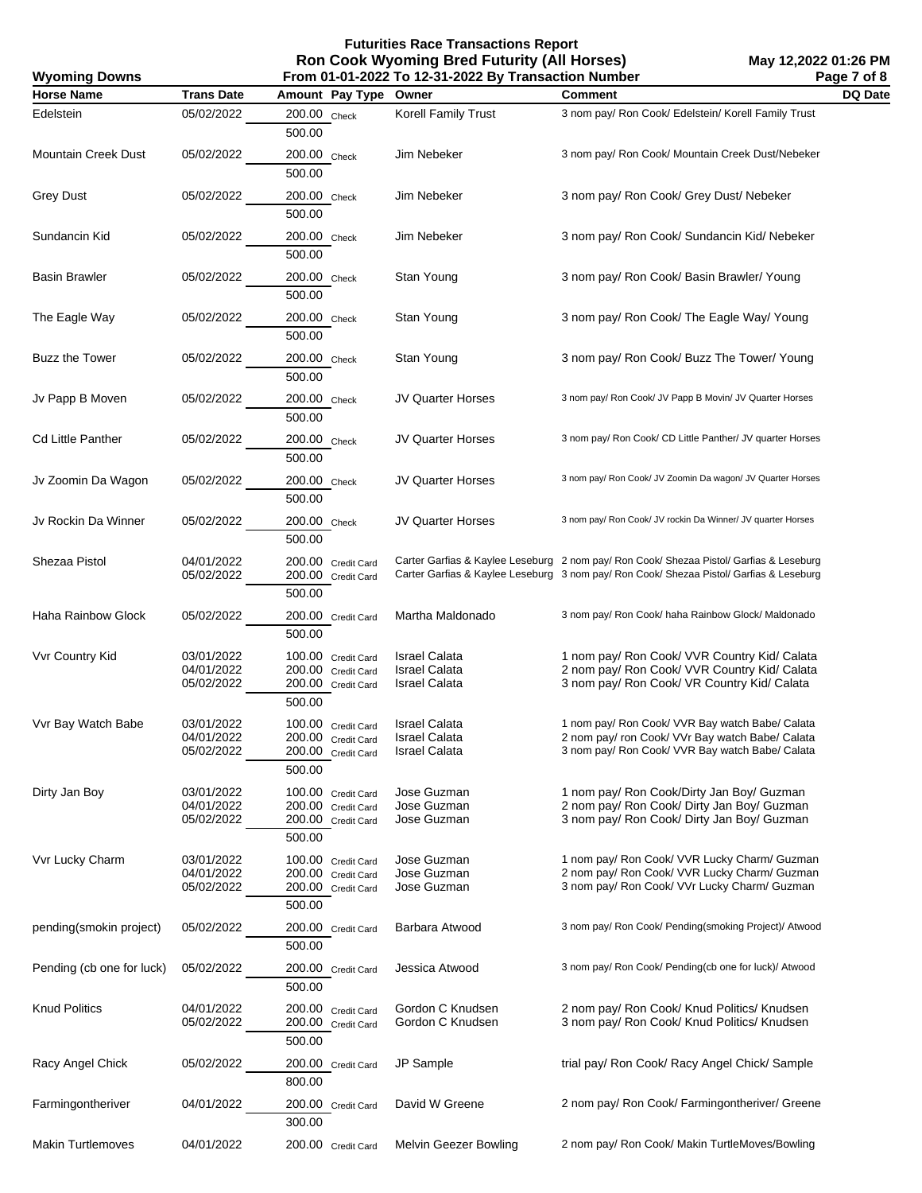# Futurities Race Transactions Report
## Ron Cook Wyoming Bred Futurity (All Horses)
### From 01-01-2022 To 12-31-2022 By Transaction Number

Wyoming Downs — May 12,2022 01:26 PM

| Horse Name | Trans Date | Amount | Pay Type | Owner | Comment | DQ Date |
|---|---|---|---|---|---|---|
| Edelstein | 05/02/2022 | 200.00 | Check | Korell Family Trust | 3 nom pay/ Ron Cook/ Edelstein/ Korell Family Trust | |
| | | 500.00 | | | | |
| Mountain Creek Dust | 05/02/2022 | 200.00 | Check | Jim Nebeker | 3 nom pay/ Ron Cook/ Mountain Creek Dust/Nebeker | |
| | | 500.00 | | | | |
| Grey Dust | 05/02/2022 | 200.00 | Check | Jim Nebeker | 3 nom pay/ Ron Cook/ Grey Dust/ Nebeker | |
| | | 500.00 | | | | |
| Sundancin Kid | 05/02/2022 | 200.00 | Check | Jim Nebeker | 3 nom pay/ Ron Cook/ Sundancin Kid/ Nebeker | |
| | | 500.00 | | | | |
| Basin Brawler | 05/02/2022 | 200.00 | Check | Stan Young | 3 nom pay/ Ron Cook/ Basin Brawler/ Young | |
| | | 500.00 | | | | |
| The Eagle Way | 05/02/2022 | 200.00 | Check | Stan Young | 3 nom pay/ Ron Cook/ The Eagle Way/ Young | |
| | | 500.00 | | | | |
| Buzz the Tower | 05/02/2022 | 200.00 | Check | Stan Young | 3 nom pay/ Ron Cook/ Buzz The Tower/ Young | |
| | | 500.00 | | | | |
| Jv Papp B Moven | 05/02/2022 | 200.00 | Check | JV Quarter Horses | 3 nom pay/ Ron Cook/ JV Papp B Movin/ JV Quarter Horses | |
| | | 500.00 | | | | |
| Cd Little Panther | 05/02/2022 | 200.00 | Check | JV Quarter Horses | 3 nom pay/ Ron Cook/ CD Little Panther/ JV quarter Horses | |
| | | 500.00 | | | | |
| Jv Zoomin Da Wagon | 05/02/2022 | 200.00 | Check | JV Quarter Horses | 3 nom pay/ Ron Cook/ JV Zoomin Da wagon/ JV Quarter Horses | |
| | | 500.00 | | | | |
| Jv Rockin Da Winner | 05/02/2022 | 200.00 | Check | JV Quarter Horses | 3 nom pay/ Ron Cook/ JV rockin Da Winner/ JV quarter Horses | |
| | | 500.00 | | | | |
| Shezaa Pistol | 04/01/2022 | 200.00 | Credit Card | Carter Garfias & Kaylee Leseburg | 2 nom pay/ Ron Cook/ Shezaa Pistol/ Garfias & Leseburg | |
| | 05/02/2022 | 200.00 | Credit Card | Carter Garfias & Kaylee Leseburg | 3 nom pay/ Ron Cook/ Shezaa Pistol/ Garfias & Leseburg | |
| | | 500.00 | | | | |
| Haha Rainbow Glock | 05/02/2022 | 200.00 | Credit Card | Martha Maldonado | 3 nom pay/ Ron Cook/ haha Rainbow Glock/ Maldonado | |
| | | 500.00 | | | | |
| Vvr Country Kid | 03/01/2022 | 100.00 | Credit Card | Israel Calata | 1 nom pay/ Ron Cook/ VVR Country Kid/ Calata | |
| | 04/01/2022 | 200.00 | Credit Card | Israel Calata | 2 nom pay/ Ron Cook/ VVR Country Kid/ Calata | |
| | 05/02/2022 | 200.00 | Credit Card | Israel Calata | 3 nom pay/ Ron Cook/ VR Country Kid/ Calata | |
| | | 500.00 | | | | |
| Vvr Bay Watch Babe | 03/01/2022 | 100.00 | Credit Card | Israel Calata | 1 nom pay/ Ron Cook/ VVR Bay watch Babe/ Calata | |
| | 04/01/2022 | 200.00 | Credit Card | Israel Calata | 2 nom pay/ ron Cook/ VVr Bay watch Babe/ Calata | |
| | 05/02/2022 | 200.00 | Credit Card | Israel Calata | 3 nom pay/ Ron Cook/ VVR Bay watch Babe/ Calata | |
| | | 500.00 | | | | |
| Dirty Jan Boy | 03/01/2022 | 100.00 | Credit Card | Jose Guzman | 1 nom pay/ Ron Cook/Dirty Jan Boy/ Guzman | |
| | 04/01/2022 | 200.00 | Credit Card | Jose Guzman | 2 nom pay/ Ron Cook/ Dirty Jan Boy/ Guzman | |
| | 05/02/2022 | 200.00 | Credit Card | Jose Guzman | 3 nom pay/ Ron Cook/ Dirty Jan Boy/ Guzman | |
| | | 500.00 | | | | |
| Vvr Lucky Charm | 03/01/2022 | 100.00 | Credit Card | Jose Guzman | 1 nom pay/ Ron Cook/ VVR Lucky Charm/ Guzman | |
| | 04/01/2022 | 200.00 | Credit Card | Jose Guzman | 2 nom pay/ Ron Cook/ VVR Lucky Charm/ Guzman | |
| | 05/02/2022 | 200.00 | Credit Card | Jose Guzman | 3 nom pay/ Ron Cook/ VVr Lucky Charm/ Guzman | |
| | | 500.00 | | | | |
| pending(smokin project) | 05/02/2022 | 200.00 | Credit Card | Barbara Atwood | 3 nom pay/ Ron Cook/ Pending(smoking Project)/ Atwood | |
| | | 500.00 | | | | |
| Pending (cb one for luck) | 05/02/2022 | 200.00 | Credit Card | Jessica Atwood | 3 nom pay/ Ron Cook/ Pending(cb one for luck)/ Atwood | |
| | | 500.00 | | | | |
| Knud Politics | 04/01/2022 | 200.00 | Credit Card | Gordon C Knudsen | 2 nom pay/ Ron Cook/ Knud Politics/ Knudsen | |
| | 05/02/2022 | 200.00 | Credit Card | Gordon C Knudsen | 3 nom pay/ Ron Cook/ Knud Politics/ Knudsen | |
| | | 500.00 | | | | |
| Racy Angel Chick | 05/02/2022 | 200.00 | Credit Card | JP Sample | trial pay/ Ron Cook/ Racy Angel Chick/ Sample | |
| | | 800.00 | | | | |
| Farmingontheriver | 04/01/2022 | 200.00 | Credit Card | David W Greene | 2 nom pay/ Ron Cook/ Farmingontheriver/ Greene | |
| | | 300.00 | | | | |
| Makin Turtlemoves | 04/01/2022 | 200.00 | Credit Card | Melvin Geezer Bowling | 2 nom pay/ Ron Cook/ Makin TurtleMoves/Bowling | |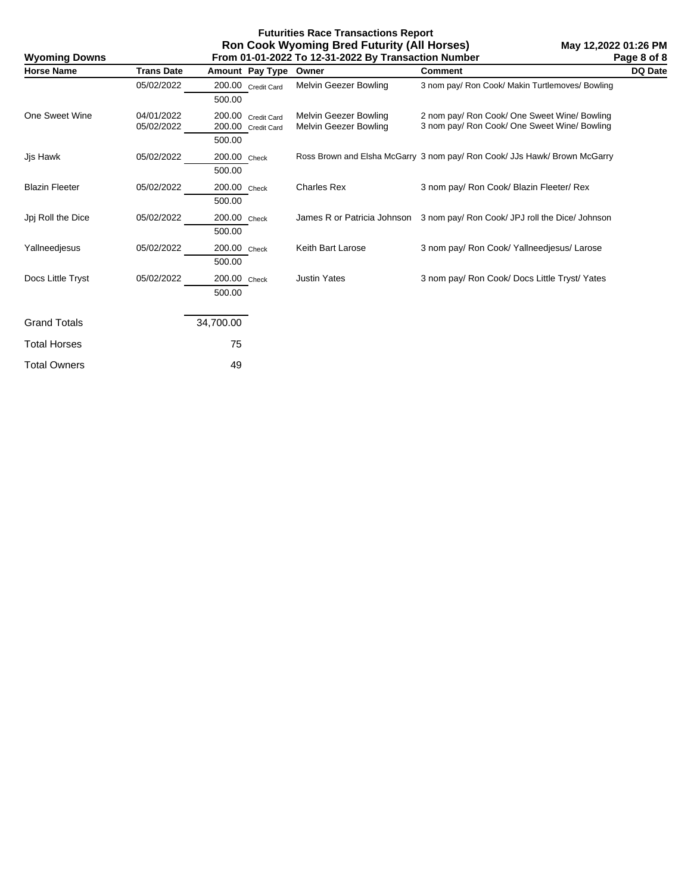**Futurities Race Transactions Report**
**Ron Cook Wyoming Bred Futurity (All Horses)**
**From 01-01-2022 To 12-31-2022 By Transaction Number**

**Wyoming Downs**

**May 12,2022 01:26 PM**

| Horse Name | Trans Date | Amount | Pay Type | Owner | Comment | DQ Date |
|---|---|---|---|---|---|---|
| | 05/02/2022 | 200.00 | Credit Card | Melvin Geezer Bowling | 3 nom pay/ Ron Cook/ Makin Turtlemoves/ Bowling | |
| | | 500.00 | | | | |
| One Sweet Wine | 04/01/2022 | 200.00 | Credit Card | Melvin Geezer Bowling | 2 nom pay/ Ron Cook/ One Sweet Wine/ Bowling | |
| | 05/02/2022 | 200.00 | Credit Card | Melvin Geezer Bowling | 3 nom pay/ Ron Cook/ One Sweet Wine/ Bowling | |
| | | 500.00 | | | | |
| Jjs Hawk | 05/02/2022 | 200.00 | Check | Ross Brown and Elsha McGarry | 3 nom pay/ Ron Cook/ JJs Hawk/ Brown McGarry | |
| | | 500.00 | | | | |
| Blazin Fleeter | 05/02/2022 | 200.00 | Check | Charles Rex | 3 nom pay/ Ron Cook/ Blazin Fleeter/ Rex | |
| | | 500.00 | | | | |
| Jpj Roll the Dice | 05/02/2022 | 200.00 | Check | James R or Patricia Johnson | 3 nom pay/ Ron Cook/ JPJ roll the Dice/ Johnson | |
| | | 500.00 | | | | |
| Yallneedjesus | 05/02/2022 | 200.00 | Check | Keith Bart Larose | 3 nom pay/ Ron Cook/ Yallneedjesus/ Larose | |
| | | 500.00 | | | | |
| Docs Little Tryst | 05/02/2022 | 200.00 | Check | Justin Yates | 3 nom pay/ Ron Cook/ Docs Little Tryst/ Yates | |
| | | 500.00 | | | | |

| | |
|---|---|
| Grand Totals | 34,700.00 |
| Total Horses | 75 |
| Total Owners | 49 |